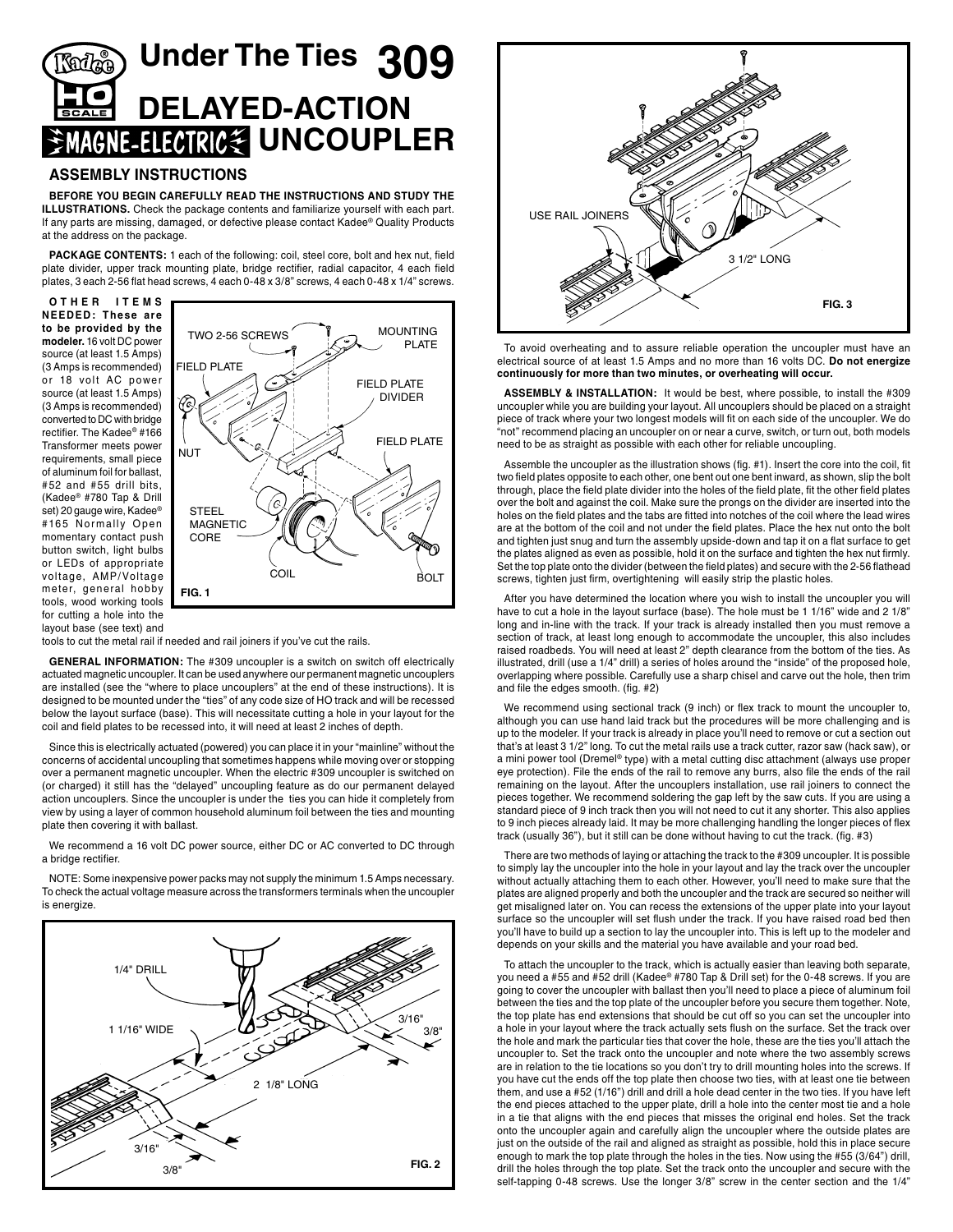# Under The Ties 309

# DELAYED-ACTION MAGNE-ELECTRIC UNCOUPLER

## ASSEMBLY INSTRUCTIONS

**BEFORE YOU BEGIN CAREFULLY READ THE INSTRUCTIONS AND STUDY THE ILLUSTRATIONS.** Check the package contents and familiarize yourself with each part. If any parts are missing, damaged, or defective please contact Kadee® Quality Products at the address on the package.

**PACKAGE CONTENTS:** 1 each of the following: coil, steel core, bolt and hex nut, field plate divider, upper track mounting plate, bridge rectifier, radial capacitor, 4 each field plates, 3 each 2-56 flat head screws, 4 each 0-48 x 3/8" screws, 4 each 0-48 x 1/4" screws.

**OTHER ITEMS NEEDED: These are to be provided by the modeler.** 16 volt DC power source (at least 1.5 Amps) (3 Amps is recommended) or 18 volt AC power source (at least 1.5 Amps) (3 Amps is recommended) converted to DC with bridge rectifier. The Kadee® #166 Transformer meets power requirements, small piece of aluminum foil for ballast, #52 and #55 drill bits, (Kadee® #780 Tap & Drill set) 20 gauge wire, Kadee® #165 Normally Open momentary contact push button switch, light bulbs or LEDs of appropriate voltage, AMP/Voltage meter, general hobby tools, wood working tools for cutting a hole into the layout base (see text) and tools to cut the metal rail if needed and rail joiners if you've cut the rails.

FIG. 1

**GENERAL INFORMATION:** The #309 uncoupler is a switch on switch off electrically actuated magnetic uncoupler. It can be used anywhere our permanent magnetic uncouplers are installed (see the "where to place uncouplers" at the end of these instructions). It is designed to be mounted under the "ties" of any code size of HO track and will be recessed below the layout surface (base). This will necessitate cutting a hole in your layout for the coil and field plates to be recessed into, it will need at least 2 inches of depth.

Since this is electrically actuated (powered) you can place it in your "mainline" without the concerns of accidental uncoupling that sometimes happens while moving over or stopping over a permanent magnetic uncoupler. When the electric #309 uncoupler is switched on (or charged) it still has the "delayed" uncoupling feature as do our permanent delayed action uncouplers. Since the uncoupler is under the ties you can hide it completely from view by using a layer of common household aluminum foil between the ties and mounting plate then covering it with ballast.

We recommend a 16 volt DC power source, either DC or AC converted to DC through a bridge rectifier.

NOTE: Some inexpensive power packs may not supply the minimum 1.5 Amps necessary. To check the actual voltage measure across the transformers terminals when the uncoupler is energize.

FIG. 2

FIG. 3

To avoid overheating and to assure reliable operation the uncoupler must have an electrical source of at least 1.5 Amps and no more than 16 volts DC. **Do not energize continuously for more than two minutes, or overheating will occur.**

**ASSEMBLY & INSTALLATION:** It would be best, where possible, to install the #309 uncoupler while you are building your layout. All uncouplers should be placed on a straight piece of track where your two longest models will fit on each side of the uncoupler. We do "not" recommend placing an uncoupler on or near a curve, switch, or turn out, both models need to be as straight as possible with each other for reliable uncoupling.

Assemble the uncoupler as the illustration shows (fig. #1). Insert the core into the coil, fit two field plates opposite to each other, one bent out one bent inward, as shown, slip the bolt through, place the field plate divider into the holes of the field plate, fit the other field plates over the bolt and against the coil. Make sure the prongs on the divider are inserted into the holes on the field plates and the tabs are fitted into notches of the coil where the lead wires are at the bottom of the coil and not under the field plates. Place the hex nut onto the bolt and tighten just snug and turn the assembly upside-down and tap it on a flat surface to get the plates aligned as even as possible, hold it on the surface and tighten the hex nut firmly. Set the top plate onto the divider (between the field plates) and secure with the 2-56 flathead screws, tighten just firm, overtightening will easily strip the plastic holes.

After you have determined the location where you wish to install the uncoupler you will have to cut a hole in the layout surface (base). The hole must be 1 1/16" wide and 2 1/8" long and in-line with the track. If your track is already installed then you must remove a section of track, at least long enough to accommodate the uncoupler, this also includes raised roadbeds. You will need at least 2" depth clearance from the bottom of the ties. As illustrated, drill (use a 1/4" drill) a series of holes around the "inside" of the proposed hole, overlapping where possible. Carefully use a sharp chisel and carve out the hole, then trim and file the edges smooth. (fig. #2)

We recommend using sectional track (9 inch) or flex track to mount the uncoupler to, although you can use hand laid track but the procedures will be more challenging and is up to the modeler. If your track is already in place you'll need to remove or cut a section out that's at least 3 1/2" long. To cut the metal rails use a track cutter, razor saw (hack saw), or a mini power tool (Dremel® type) with a metal cutting disc attachment (always use proper eye protection). File the ends of the rail to remove any burrs, also file the ends of the rail remaining on the layout. After the uncouplers installation, use rail joiners to connect the pieces together. We recommend soldering the gap left by the saw cuts. If you are using a standard piece of 9 inch track then you will not need to cut it any shorter. This also applies to 9 inch pieces already laid. It may be more challenging handling the longer pieces of flex track (usually 36"), but it still can be done without having to cut the track. (fig. #3)

There are two methods of laying or attaching the track to the #309 uncoupler. It is possible to simply lay the uncoupler into the hole in your layout and lay the track over the uncoupler without actually attaching them to each other. However, you'll need to make sure that the plates are aligned properly and both the uncoupler and the track are secured so neither will get misaligned later on. You can recess the extensions of the upper plate into your layout surface so the uncoupler will set flush under the track. If you have raised road bed then you'll have to build up a section to lay the uncoupler into. This is left up to the modeler and depends on your skills and the material you have available and your road bed.

To attach the uncoupler to the track, which is actually easier than leaving both separate, you need a #55 and #52 drill (Kadee® #780 Tap & Drill set) for the 0-48 screws. If you are going to cover the uncoupler with ballast then you'll need to place a piece of aluminum foil between the ties and the top plate of the uncoupler before you secure them together. Note, the top plate has end extensions that should be cut off so you can set the uncoupler into a hole in your layout where the track actually sets flush on the surface. Set the track over the hole and mark the particular ties that cover the hole, these are the ties you'll attach the uncoupler to. Set the track onto the uncoupler and note where the two assembly screws are in relation to the tie locations so you don't try to drill mounting holes into the screws. If you have cut the ends off the top plate then choose two ties, with at least one tie between them, and use a #52 (1/16") drill and drill a hole dead center in the two ties. If you have left the end pieces attached to the upper plate, drill a hole into the center most tie and a hole in a tie that aligns with the end pieces that misses the original end holes. Set the track onto the uncoupler again and carefully align the uncoupler where the outside plates are just on the outside of the rail and aligned as straight as possible, hold this in place secure enough to mark the top plate through the holes in the ties. Now using the #55 (3/64") drill, drill the holes through the top plate. Set the track onto the uncoupler and secure with the self-tapping 0-48 screws. Use the longer 3/8" screw in the center section and the 1/4"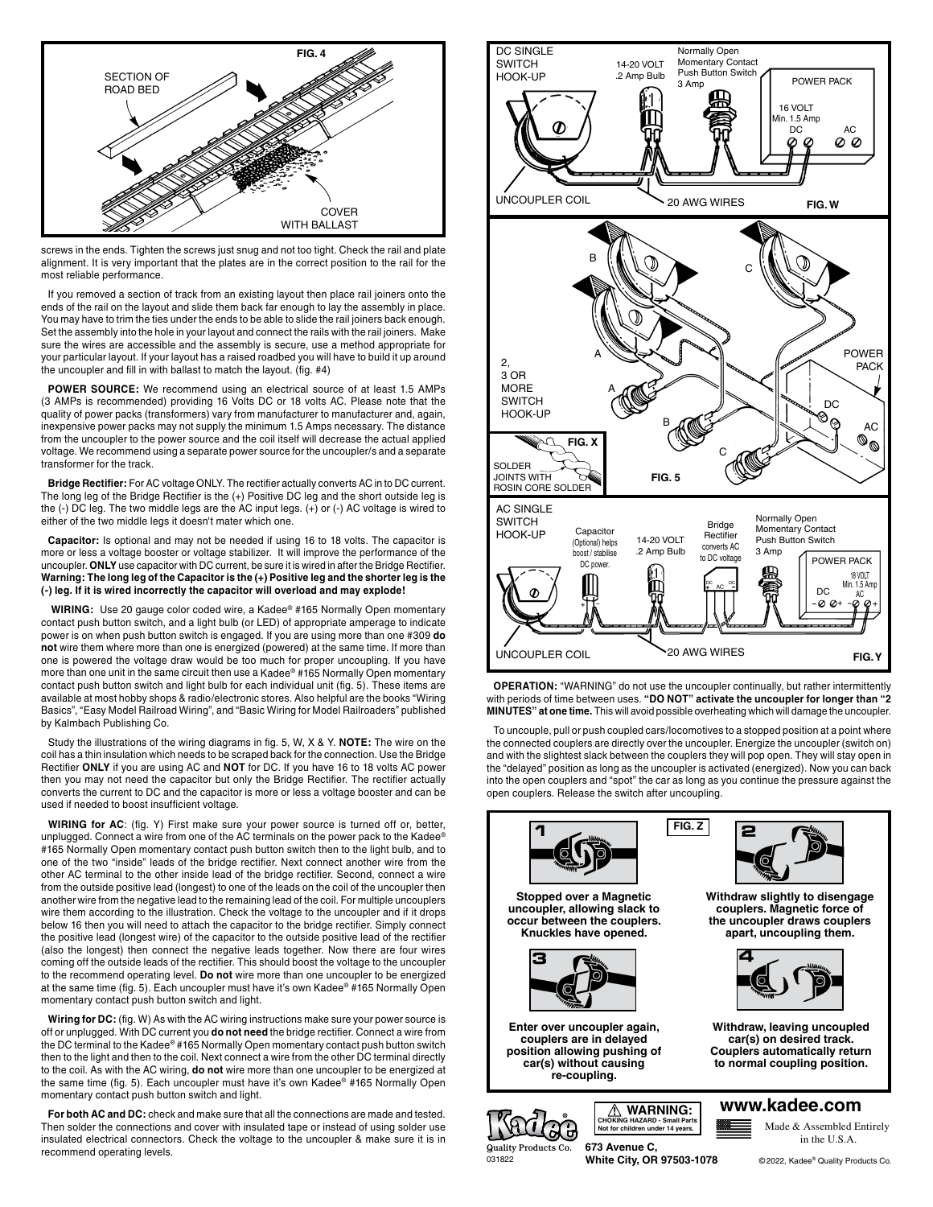FIG. 4

SECTION OF ROAD BED

COVER WITH BALLAST

screws in the ends. Tighten the screws just snug and not too tight. Check the rail and plate alignment. It is very important that the plates are in the correct position to the rail for the most reliable performance.

If you removed a section of track from an existing layout then place rail joiners onto the ends of the rail on the layout and slide them back far enough to lay the assembly in place. You may have to trim the ties under the ends to be able to slide the rail joiners back enough. Set the assembly into the hole in your layout and connect the rails with the rail joiners. Make sure the wires are accessible and the assembly is secure, use a method appropriate for your particular layout. If your layout has a raised roadbed you will have to build it up around the uncoupler and fill in with ballast to match the layout. (fig. #4)

**POWER SOURCE:** We recommend using an electrical source of at least 1.5 AMPs (3 AMPs is recommended) providing 16 Volts DC or 18 volts AC. Please note that the quality of power packs (transformers) vary from manufacturer to manufacturer and, again, inexpensive power packs may not supply the minimum 1.5 Amps necessary. The distance from the uncoupler to the power source and the coil itself will decrease the actual applied voltage. We recommend using a separate power source for the uncoupler/s and a separate transformer for the track.

**Bridge Rectifier:** For AC voltage ONLY. The rectifier actually converts AC in to DC current. The long leg of the Bridge Rectifier is the (+) Positive DC leg and the short outside leg is the (-) DC leg. The two middle legs are the AC input legs. (+) or (-) AC voltage is wired to either of the two middle legs it doesn't mater which one.

**Capacitor:** Is optional and may not be needed if using 16 to 18 volts. The capacitor is more or less a voltage booster or voltage stabilizer. It will improve the performance of the uncoupler. **ONLY** use capacitor with DC current, be sure it is wired in after the Bridge Rectifier. **Warning: The long leg of the Capacitor is the (+) Positive leg and the shorter leg is the (-) leg. If it is wired incorrectly the capacitor will overload and may explode!**

**WIRING:** Use 20 gauge color coded wire, a Kadee® #165 Normally Open momentary contact push button switch, and a light bulb (or LED) of appropriate amperage to indicate power is on when push button switch is engaged. If you are using more than one #309 **do not** wire them where more than one is energized (powered) at the same time. If more than one is powered the voltage draw would be too much for proper uncoupling. If you have more than one unit in the same circuit then use a Kadee® #165 Normally Open momentary contact push button switch and light bulb for each individual unit (fig. 5). These items are available at most hobby shops & radio/electronic stores. Also helpful are the books "Wiring Basics", "Easy Model Railroad Wiring", and "Basic Wiring for Model Railroaders" published by Kalmbach Publishing Co.

Study the illustrations of the wiring diagrams in fig. 5, W, X & Y. **NOTE:** The wire on the coil has a thin insulation which needs to be scraped back for the connection. Use the Bridge Rectifier **ONLY** if you are using AC and **NOT** for DC. If you have 16 to 18 volts AC power then you may not need the capacitor but only the Bridge Rectifier. The rectifier actually converts the current to DC and the capacitor is more or less a voltage booster and can be used if needed to boost insufficient voltage.

**WIRING for AC**: (fig. Y) First make sure your power source is turned off or, better, unplugged. Connect a wire from one of the AC terminals on the power pack to the Kadee® #165 Normally Open momentary contact push button switch then to the light bulb, and to one of the two "inside" leads of the bridge rectifier. Next connect another wire from the other AC terminal to the other inside lead of the bridge rectifier. Second, connect a wire from the outside positive lead (longest) to one of the leads on the coil of the uncoupler then another wire from the negative lead to the remaining lead of the coil. For multiple uncouplers wire them according to the illustration. Check the voltage to the uncoupler and if it drops below 16 then you will need to attach the capacitor to the bridge rectifier. Simply connect the positive lead (longest wire) of the capacitor to the outside positive lead of the rectifier (also the longest) then connect the negative leads together. Now there are four wires coming off the outside leads of the rectifier. This should boost the voltage to the uncoupler to the recommend operating level. **Do not** wire more than one uncoupler to be energized at the same time (fig. 5). Each uncoupler must have it's own Kadee® #165 Normally Open momentary contact push button switch and light.

**Wiring for DC:** (fig. W) As with the AC wiring instructions make sure your power source is off or unplugged. With DC current you **do not need** the bridge rectifier. Connect a wire from the DC terminal to the Kadee® #165 Normally Open momentary contact push button switch then to the light and then to the coil. Next connect a wire from the other DC terminal directly to the coil. As with the AC wiring, **do not** wire more than one uncoupler to be energized at the same time (fig. 5). Each uncoupler must have it's own Kadee® #165 Normally Open momentary contact push button switch and light.

**For both AC and DC:** check and make sure that all the connections are made and tested. Then solder the connections and cover with insulated tape or instead of using solder use insulated electrical connectors. Check the voltage to the uncoupler & make sure it is in recommend operating levels.

DC SINGLE SWITCH HOOK-UP

14-20 VOLT .2 Amp Bulb

Normally Open Momentary Contact Push Button Switch 3 Amp

POWER PACK

16 VOLT Min. 1.5 Amp

DC AC

UNCOUPLER COIL

20 AWG WIRES

FIG. W

2, 3 OR MORE SWITCH HOOK-UP

POWER PACK

DC AC

FIG. X

SOLDER JOINTS WITH ROSIN CORE SOLDER

FIG. 5

AC SINGLE SWITCH HOOK-UP

Capacitor (Optional) helps boost / stabilise DC power.

14-20 VOLT .2 Amp Bulb

Bridge Rectifier converts AC to DC voltage

Normally Open Momentary Contact Push Button Switch 3 Amp

POWER PACK

18 VOLT Min. 1.5 Amp AC

UNCOUPLER COIL

20 AWG WIRES

FIG. Y

**OPERATION:** "WARNING" do not use the uncoupler continually, but rather intermittently with periods of time between uses. **"DO NOT" activate the uncoupler for longer than "2 MINUTES" at one time.** This will avoid possible overheating which will damage the uncoupler.

To uncouple, pull or push coupled cars/locomotives to a stopped position at a point where the connected couplers are directly over the uncoupler. Energize the uncoupler (switch on) and with the slightest slack between the couplers they will pop open. They will stay open in the "delayed" position as long as the uncoupler is activated (energized). Now you can back into the open couplers and "spot" the car as long as you continue the pressure against the open couplers. Release the switch after uncoupling.

FIG. Z

1 — **Stopped over a Magnetic uncoupler, allowing slack to occur between the couplers. Knuckles have opened.**

2 — **Withdraw slightly to disengage couplers. Magnetic force of the uncoupler draws couplers apart, uncoupling them.**

3 — **Enter over uncoupler again, couplers are in delayed position allowing pushing of car(s) without causing re-coupling.**

4 — **Withdraw, leaving uncoupled car(s) on desired track. Couplers automatically return to normal coupling position.**

Kadee® Quality Products Co.

031822

**WARNING:** CHOKING HAZARD - Small Parts Not for children under 14 years.

**673 Avenue C, White City, OR 97503-1078**

**www.kadee.com**

Made & Assembled Entirely in the U.S.A.

©2022, Kadee® Quality Products Co.